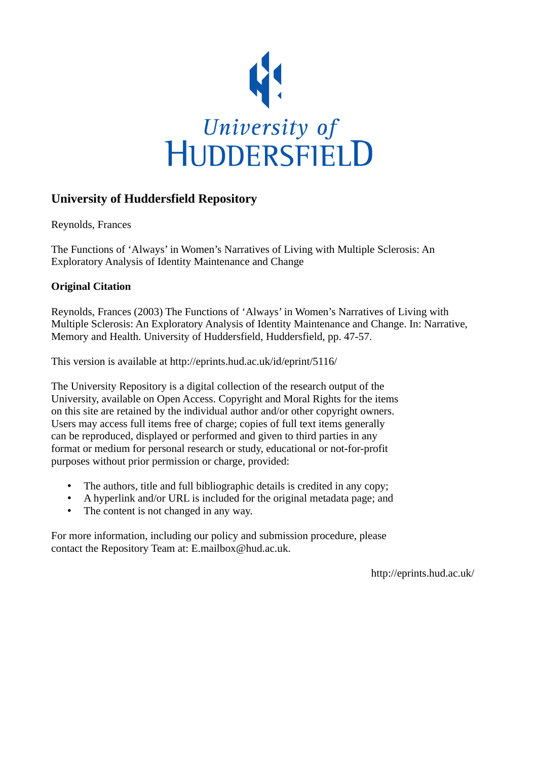University of HUDDERSFIELD

## University of Huddersfield Repository

Reynolds, Frances

The Functions of ‘Always’ in Women’s Narratives of Living with Multiple Sclerosis: An Exploratory Analysis of Identity Maintenance and Change

### Original Citation

Reynolds, Frances (2003) The Functions of ‘Always’ in Women’s Narratives of Living with Multiple Sclerosis: An Exploratory Analysis of Identity Maintenance and Change. In: Narrative, Memory and Health. University of Huddersfield, Huddersfield, pp. 47-57.

This version is available at http://eprints.hud.ac.uk/id/eprint/5116/

The University Repository is a digital collection of the research output of the University, available on Open Access. Copyright and Moral Rights for the items on this site are retained by the individual author and/or other copyright owners. Users may access full items free of charge; copies of full text items generally can be reproduced, displayed or performed and given to third parties in any format or medium for personal research or study, educational or not-for-profit purposes without prior permission or charge, provided:

- The authors, title and full bibliographic details is credited in any copy;
- A hyperlink and/or URL is included for the original metadata page; and
- The content is not changed in any way.

For more information, including our policy and submission procedure, please contact the Repository Team at: E.mailbox@hud.ac.uk.

http://eprints.hud.ac.uk/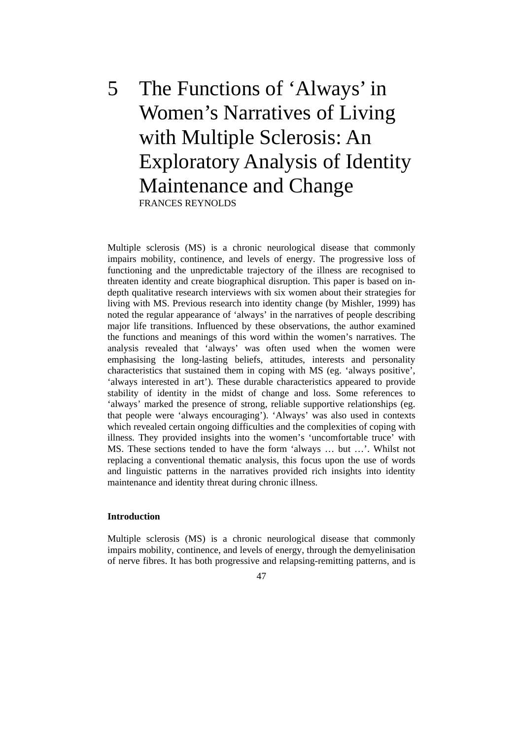# 5 The Functions of 'Always' in Women's Narratives of Living with Multiple Sclerosis: An Exploratory Analysis of Identity Maintenance and Change

FRANCES REYNOLDS

Multiple sclerosis (MS) is a chronic neurological disease that commonly impairs mobility, continence, and levels of energy. The progressive loss of functioning and the unpredictable trajectory of the illness are recognised to threaten identity and create biographical disruption. This paper is based on in-depth qualitative research interviews with six women about their strategies for living with MS. Previous research into identity change (by Mishler, 1999) has noted the regular appearance of 'always' in the narratives of people describing major life transitions. Influenced by these observations, the author examined the functions and meanings of this word within the women's narratives. The analysis revealed that 'always' was often used when the women were emphasising the long-lasting beliefs, attitudes, interests and personality characteristics that sustained them in coping with MS (eg. 'always positive', 'always interested in art'). These durable characteristics appeared to provide stability of identity in the midst of change and loss. Some references to 'always' marked the presence of strong, reliable supportive relationships (eg. that people were 'always encouraging'). 'Always' was also used in contexts which revealed certain ongoing difficulties and the complexities of coping with illness. They provided insights into the women's 'uncomfortable truce' with MS. These sections tended to have the form 'always … but …'. Whilst not replacing a conventional thematic analysis, this focus upon the use of words and linguistic patterns in the narratives provided rich insights into identity maintenance and identity threat during chronic illness.

## Introduction

Multiple sclerosis (MS) is a chronic neurological disease that commonly impairs mobility, continence, and levels of energy, through the demyelinisation of nerve fibres. It has both progressive and relapsing-remitting patterns, and is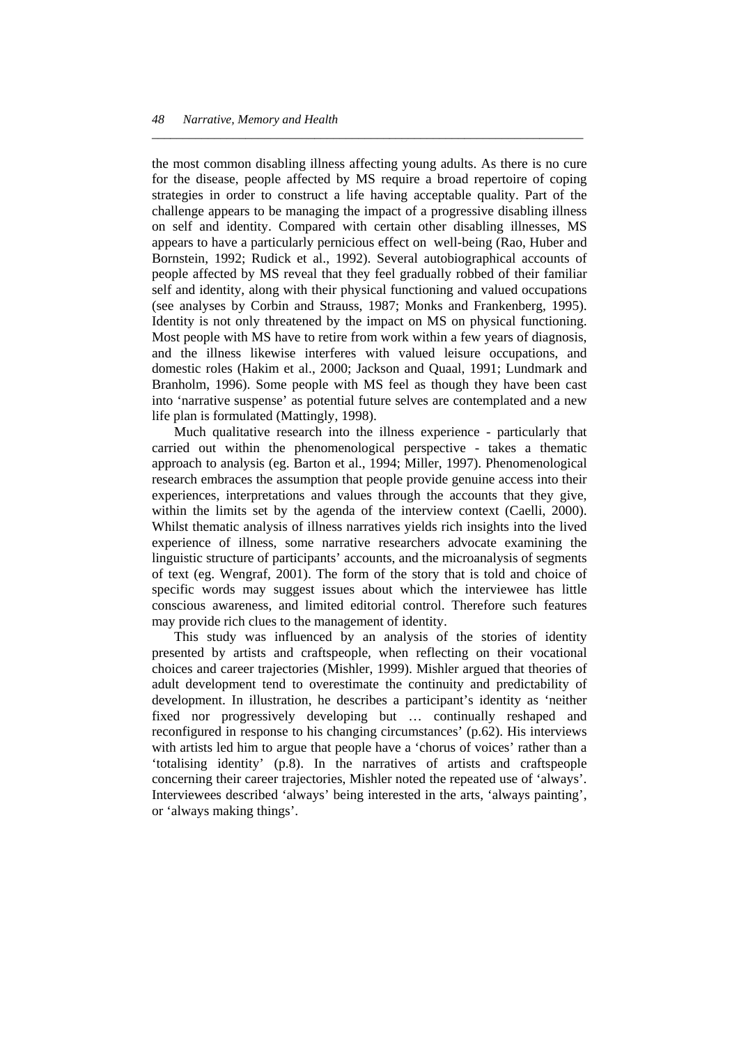the most common disabling illness affecting young adults. As there is no cure for the disease, people affected by MS require a broad repertoire of coping strategies in order to construct a life having acceptable quality. Part of the challenge appears to be managing the impact of a progressive disabling illness on self and identity. Compared with certain other disabling illnesses, MS appears to have a particularly pernicious effect on well-being (Rao, Huber and Bornstein, 1992; Rudick et al., 1992). Several autobiographical accounts of people affected by MS reveal that they feel gradually robbed of their familiar self and identity, along with their physical functioning and valued occupations (see analyses by Corbin and Strauss, 1987; Monks and Frankenberg, 1995). Identity is not only threatened by the impact on MS on physical functioning. Most people with MS have to retire from work within a few years of diagnosis, and the illness likewise interferes with valued leisure occupations, and domestic roles (Hakim et al., 2000; Jackson and Quaal, 1991; Lundmark and Branholm, 1996). Some people with MS feel as though they have been cast into 'narrative suspense' as potential future selves are contemplated and a new life plan is formulated (Mattingly, 1998).

Much qualitative research into the illness experience - particularly that carried out within the phenomenological perspective - takes a thematic approach to analysis (eg. Barton et al., 1994; Miller, 1997). Phenomenological research embraces the assumption that people provide genuine access into their experiences, interpretations and values through the accounts that they give, within the limits set by the agenda of the interview context (Caelli, 2000). Whilst thematic analysis of illness narratives yields rich insights into the lived experience of illness, some narrative researchers advocate examining the linguistic structure of participants' accounts, and the microanalysis of segments of text (eg. Wengraf, 2001). The form of the story that is told and choice of specific words may suggest issues about which the interviewee has little conscious awareness, and limited editorial control. Therefore such features may provide rich clues to the management of identity.

This study was influenced by an analysis of the stories of identity presented by artists and craftspeople, when reflecting on their vocational choices and career trajectories (Mishler, 1999). Mishler argued that theories of adult development tend to overestimate the continuity and predictability of development. In illustration, he describes a participant's identity as 'neither fixed nor progressively developing but … continually reshaped and reconfigured in response to his changing circumstances' (p.62). His interviews with artists led him to argue that people have a 'chorus of voices' rather than a 'totalising identity' (p.8). In the narratives of artists and craftspeople concerning their career trajectories, Mishler noted the repeated use of 'always'. Interviewees described 'always' being interested in the arts, 'always painting', or 'always making things'.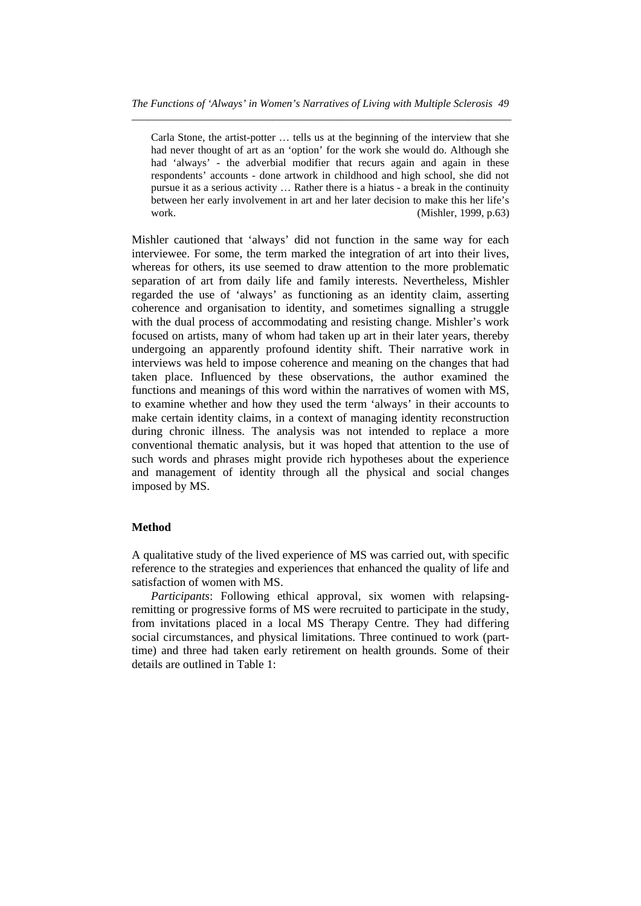> Carla Stone, the artist-potter … tells us at the beginning of the interview that she had never thought of art as an 'option' for the work she would do. Although she had 'always' - the adverbial modifier that recurs again and again in these respondents' accounts - done artwork in childhood and high school, she did not pursue it as a serious activity … Rather there is a hiatus - a break in the continuity between her early involvement in art and her later decision to make this her life's work. (Mishler, 1999, p.63)

Mishler cautioned that 'always' did not function in the same way for each interviewee. For some, the term marked the integration of art into their lives, whereas for others, its use seemed to draw attention to the more problematic separation of art from daily life and family interests. Nevertheless, Mishler regarded the use of 'always' as functioning as an identity claim, asserting coherence and organisation to identity, and sometimes signalling a struggle with the dual process of accommodating and resisting change. Mishler's work focused on artists, many of whom had taken up art in their later years, thereby undergoing an apparently profound identity shift. Their narrative work in interviews was held to impose coherence and meaning on the changes that had taken place. Influenced by these observations, the author examined the functions and meanings of this word within the narratives of women with MS, to examine whether and how they used the term 'always' in their accounts to make certain identity claims, in a context of managing identity reconstruction during chronic illness. The analysis was not intended to replace a more conventional thematic analysis, but it was hoped that attention to the use of such words and phrases might provide rich hypotheses about the experience and management of identity through all the physical and social changes imposed by MS.

## Method

A qualitative study of the lived experience of MS was carried out, with specific reference to the strategies and experiences that enhanced the quality of life and satisfaction of women with MS.

*Participants*: Following ethical approval, six women with relapsing-remitting or progressive forms of MS were recruited to participate in the study, from invitations placed in a local MS Therapy Centre. They had differing social circumstances, and physical limitations. Three continued to work (part-time) and three had taken early retirement on health grounds. Some of their details are outlined in Table 1: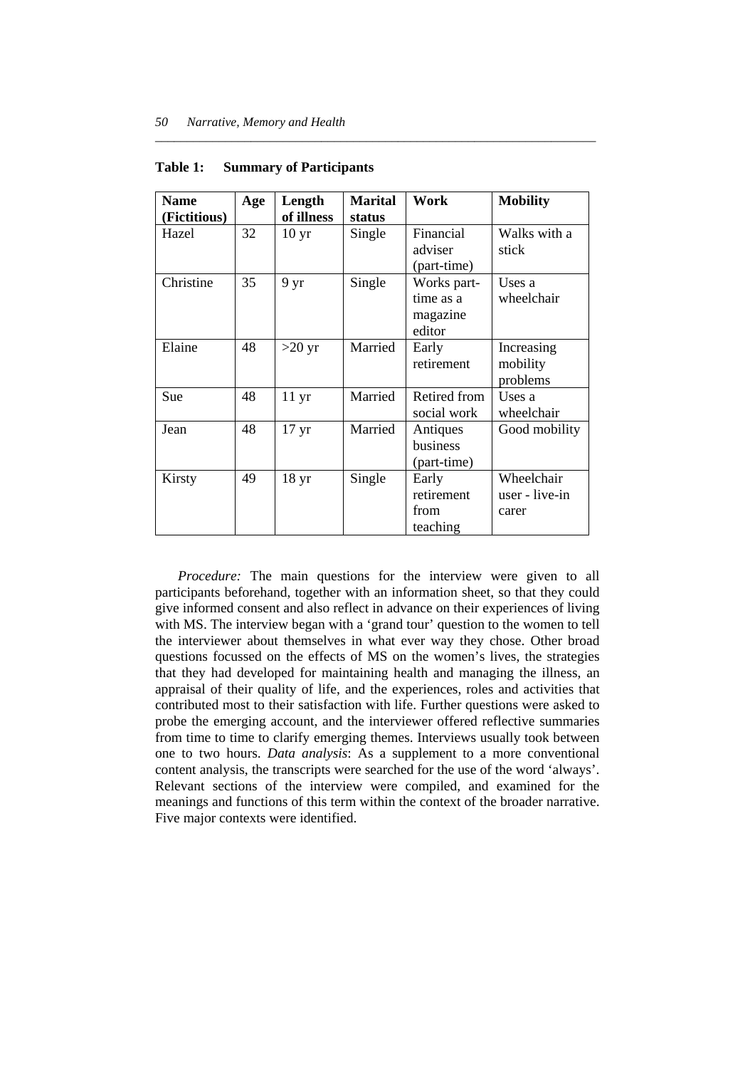**Table 1: Summary of Participants**

| Name (Fictitious) | Age | Length of illness | Marital status | Work | Mobility |
|---|---|---|---|---|---|
| Hazel | 32 | 10 yr | Single | Financial adviser (part-time) | Walks with a stick |
| Christine | 35 | 9 yr | Single | Works part-time as a magazine editor | Uses a wheelchair |
| Elaine | 48 | >20 yr | Married | Early retirement | Increasing mobility problems |
| Sue | 48 | 11 yr | Married | Retired from social work | Uses a wheelchair |
| Jean | 48 | 17 yr | Married | Antiques business (part-time) | Good mobility |
| Kirsty | 49 | 18 yr | Single | Early retirement from teaching | Wheelchair user - live-in carer |

*Procedure:* The main questions for the interview were given to all participants beforehand, together with an information sheet, so that they could give informed consent and also reflect in advance on their experiences of living with MS. The interview began with a 'grand tour' question to the women to tell the interviewer about themselves in what ever way they chose. Other broad questions focussed on the effects of MS on the women's lives, the strategies that they had developed for maintaining health and managing the illness, an appraisal of their quality of life, and the experiences, roles and activities that contributed most to their satisfaction with life. Further questions were asked to probe the emerging account, and the interviewer offered reflective summaries from time to time to clarify emerging themes. Interviews usually took between one to two hours. *Data analysis*: As a supplement to a more conventional content analysis, the transcripts were searched for the use of the word 'always'. Relevant sections of the interview were compiled, and examined for the meanings and functions of this term within the context of the broader narrative. Five major contexts were identified.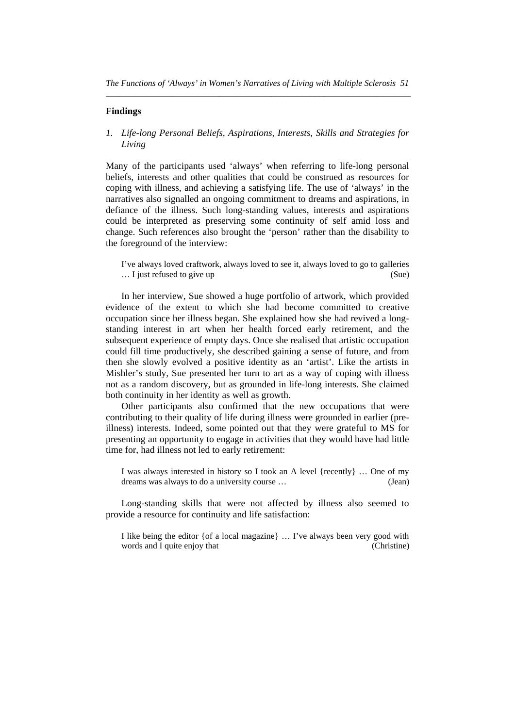## Findings

### *1. Life-long Personal Beliefs, Aspirations, Interests, Skills and Strategies for Living*

Many of the participants used 'always' when referring to life-long personal beliefs, interests and other qualities that could be construed as resources for coping with illness, and achieving a satisfying life. The use of 'always' in the narratives also signalled an ongoing commitment to dreams and aspirations, in defiance of the illness. Such long-standing values, interests and aspirations could be interpreted as preserving some continuity of self amid loss and change. Such references also brought the 'person' rather than the disability to the foreground of the interview:

> I've always loved craftwork, always loved to see it, always loved to go to galleries … I just refused to give up (Sue)

In her interview, Sue showed a huge portfolio of artwork, which provided evidence of the extent to which she had become committed to creative occupation since her illness began. She explained how she had revived a long-standing interest in art when her health forced early retirement, and the subsequent experience of empty days. Once she realised that artistic occupation could fill time productively, she described gaining a sense of future, and from then she slowly evolved a positive identity as an 'artist'. Like the artists in Mishler's study, Sue presented her turn to art as a way of coping with illness not as a random discovery, but as grounded in life-long interests. She claimed both continuity in her identity as well as growth.

Other participants also confirmed that the new occupations that were contributing to their quality of life during illness were grounded in earlier (pre-illness) interests. Indeed, some pointed out that they were grateful to MS for presenting an opportunity to engage in activities that they would have had little time for, had illness not led to early retirement:

> I was always interested in history so I took an A level {recently} … One of my dreams was always to do a university course … (Jean)

Long-standing skills that were not affected by illness also seemed to provide a resource for continuity and life satisfaction:

> I like being the editor {of a local magazine} … I've always been very good with words and I quite enjoy that (Christine)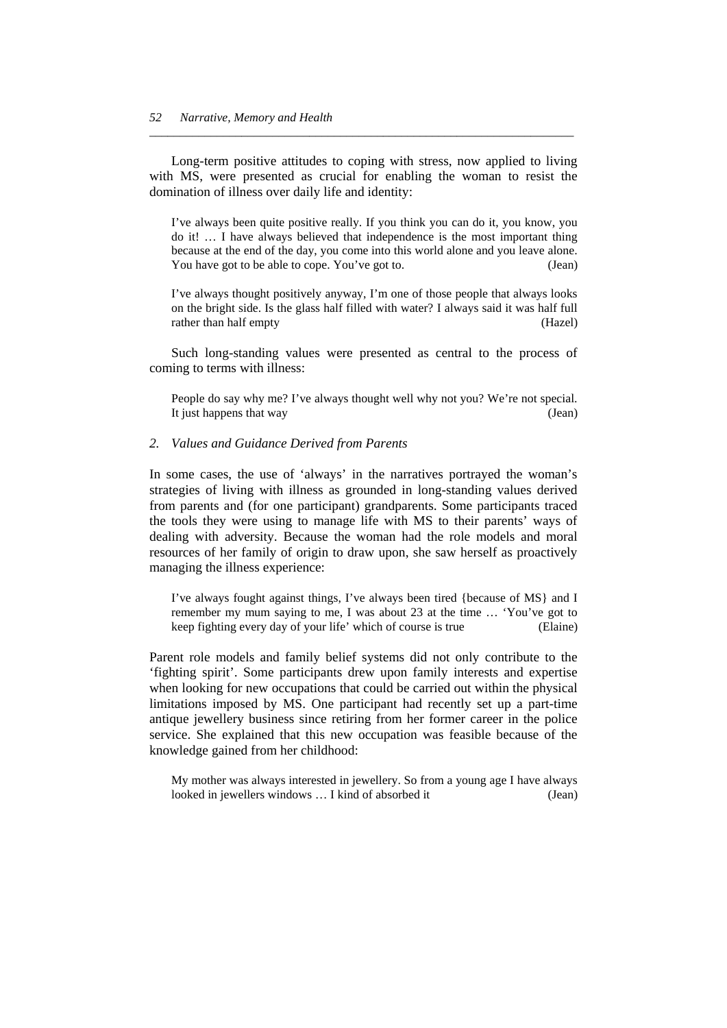Long-term positive attitudes to coping with stress, now applied to living with MS, were presented as crucial for enabling the woman to resist the domination of illness over daily life and identity:

> I've always been quite positive really. If you think you can do it, you know, you do it! … I have always believed that independence is the most important thing because at the end of the day, you come into this world alone and you leave alone. You have got to be able to cope. You've got to. (Jean)

> I've always thought positively anyway, I'm one of those people that always looks on the bright side. Is the glass half filled with water? I always said it was half full rather than half empty (Hazel)

Such long-standing values were presented as central to the process of coming to terms with illness:

> People do say why me? I've always thought well why not you? We're not special. It just happens that way (Jean)

### *2. Values and Guidance Derived from Parents*

In some cases, the use of 'always' in the narratives portrayed the woman's strategies of living with illness as grounded in long-standing values derived from parents and (for one participant) grandparents. Some participants traced the tools they were using to manage life with MS to their parents' ways of dealing with adversity. Because the woman had the role models and moral resources of her family of origin to draw upon, she saw herself as proactively managing the illness experience:

> I've always fought against things, I've always been tired {because of MS} and I remember my mum saying to me, I was about 23 at the time … 'You've got to keep fighting every day of your life' which of course is true (Elaine)

Parent role models and family belief systems did not only contribute to the 'fighting spirit'. Some participants drew upon family interests and expertise when looking for new occupations that could be carried out within the physical limitations imposed by MS. One participant had recently set up a part-time antique jewellery business since retiring from her former career in the police service. She explained that this new occupation was feasible because of the knowledge gained from her childhood:

> My mother was always interested in jewellery. So from a young age I have always looked in jewellers windows … I kind of absorbed it (Jean)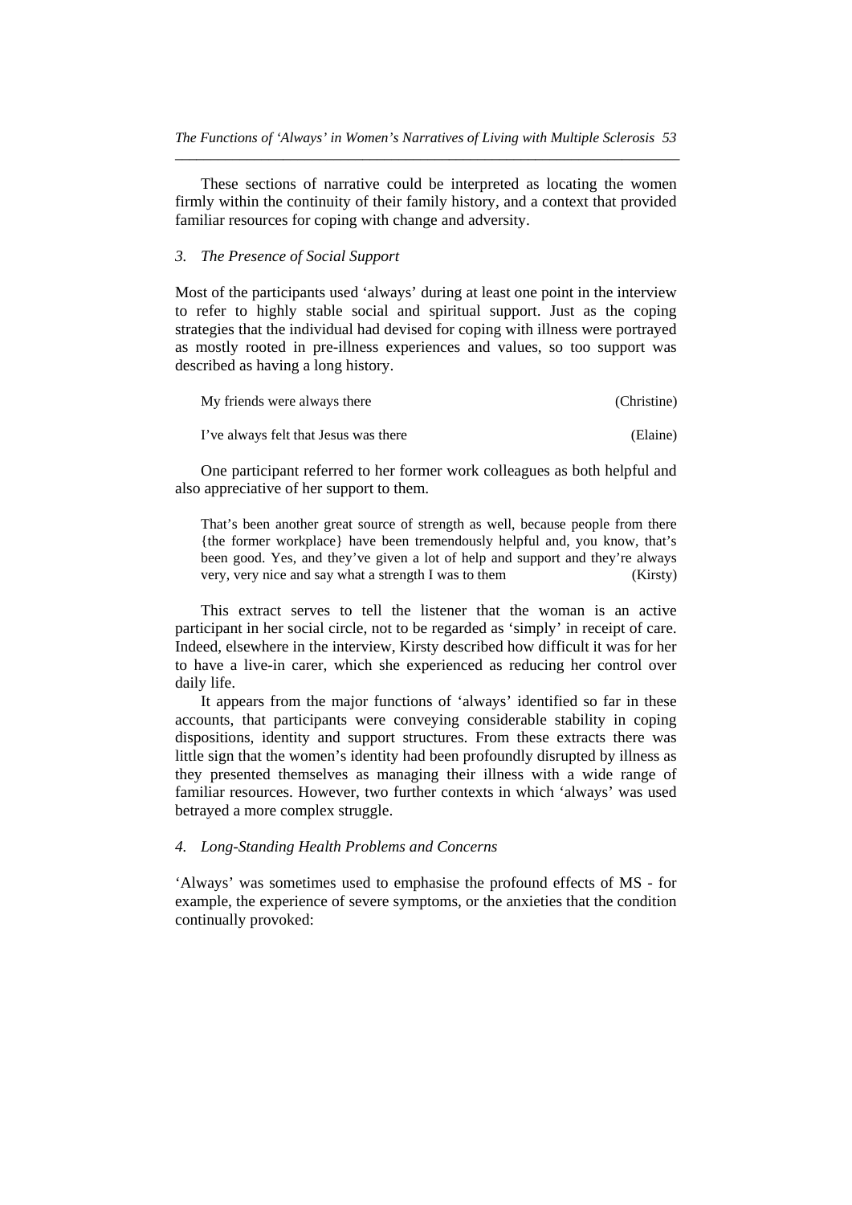These sections of narrative could be interpreted as locating the women firmly within the continuity of their family history, and a context that provided familiar resources for coping with change and adversity.

### *3. The Presence of Social Support*

Most of the participants used 'always' during at least one point in the interview to refer to highly stable social and spiritual support. Just as the coping strategies that the individual had devised for coping with illness were portrayed as mostly rooted in pre-illness experiences and values, so too support was described as having a long history.

> My friends were always there (Christine)

> I've always felt that Jesus was there (Elaine)

One participant referred to her former work colleagues as both helpful and also appreciative of her support to them.

> That's been another great source of strength as well, because people from there {the former workplace} have been tremendously helpful and, you know, that's been good. Yes, and they've given a lot of help and support and they're always very, very nice and say what a strength I was to them (Kirsty)

This extract serves to tell the listener that the woman is an active participant in her social circle, not to be regarded as 'simply' in receipt of care. Indeed, elsewhere in the interview, Kirsty described how difficult it was for her to have a live-in carer, which she experienced as reducing her control over daily life.

It appears from the major functions of 'always' identified so far in these accounts, that participants were conveying considerable stability in coping dispositions, identity and support structures. From these extracts there was little sign that the women's identity had been profoundly disrupted by illness as they presented themselves as managing their illness with a wide range of familiar resources. However, two further contexts in which 'always' was used betrayed a more complex struggle.

### *4. Long-Standing Health Problems and Concerns*

'Always' was sometimes used to emphasise the profound effects of MS - for example, the experience of severe symptoms, or the anxieties that the condition continually provoked: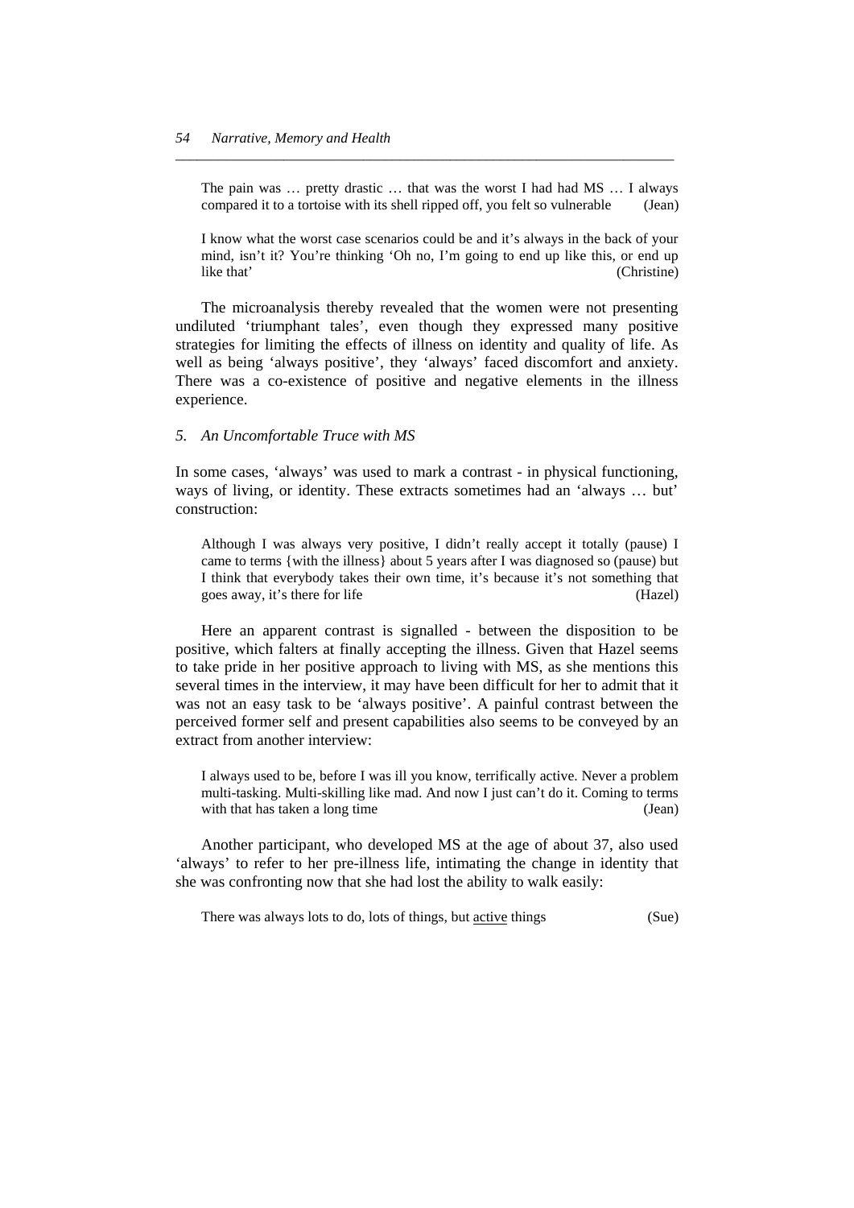> The pain was … pretty drastic … that was the worst I had had MS … I always compared it to a tortoise with its shell ripped off, you felt so vulnerable (Jean)

> I know what the worst case scenarios could be and it's always in the back of your mind, isn't it? You're thinking 'Oh no, I'm going to end up like this, or end up like that' (Christine)

The microanalysis thereby revealed that the women were not presenting undiluted 'triumphant tales', even though they expressed many positive strategies for limiting the effects of illness on identity and quality of life. As well as being 'always positive', they 'always' faced discomfort and anxiety. There was a co-existence of positive and negative elements in the illness experience.

### *5. An Uncomfortable Truce with MS*

In some cases, 'always' was used to mark a contrast - in physical functioning, ways of living, or identity. These extracts sometimes had an 'always … but' construction:

> Although I was always very positive, I didn't really accept it totally (pause) I came to terms {with the illness} about 5 years after I was diagnosed so (pause) but I think that everybody takes their own time, it's because it's not something that goes away, it's there for life (Hazel)

Here an apparent contrast is signalled - between the disposition to be positive, which falters at finally accepting the illness. Given that Hazel seems to take pride in her positive approach to living with MS, as she mentions this several times in the interview, it may have been difficult for her to admit that it was not an easy task to be 'always positive'. A painful contrast between the perceived former self and present capabilities also seems to be conveyed by an extract from another interview:

> I always used to be, before I was ill you know, terrifically active. Never a problem multi-tasking. Multi-skilling like mad. And now I just can't do it. Coming to terms with that has taken a long time (Jean)

Another participant, who developed MS at the age of about 37, also used 'always' to refer to her pre-illness life, intimating the change in identity that she was confronting now that she had lost the ability to walk easily:

> There was always lots to do, lots of things, but <u>active</u> things (Sue)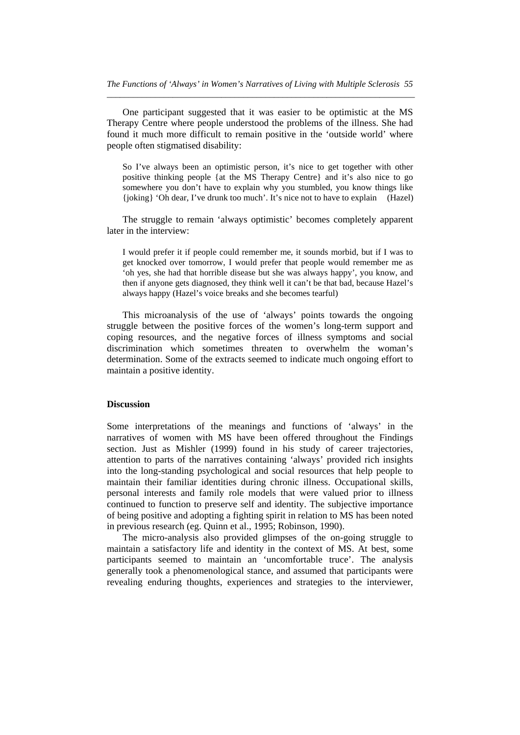One participant suggested that it was easier to be optimistic at the MS Therapy Centre where people understood the problems of the illness. She had found it much more difficult to remain positive in the 'outside world' where people often stigmatised disability:

> So I've always been an optimistic person, it's nice to get together with other positive thinking people {at the MS Therapy Centre} and it's also nice to go somewhere you don't have to explain why you stumbled, you know things like {joking} 'Oh dear, I've drunk too much'. It's nice not to have to explain (Hazel)

The struggle to remain 'always optimistic' becomes completely apparent later in the interview:

> I would prefer it if people could remember me, it sounds morbid, but if I was to get knocked over tomorrow, I would prefer that people would remember me as 'oh yes, she had that horrible disease but she was always happy', you know, and then if anyone gets diagnosed, they think well it can't be that bad, because Hazel's always happy (Hazel's voice breaks and she becomes tearful)

This microanalysis of the use of 'always' points towards the ongoing struggle between the positive forces of the women's long-term support and coping resources, and the negative forces of illness symptoms and social discrimination which sometimes threaten to overwhelm the woman's determination. Some of the extracts seemed to indicate much ongoing effort to maintain a positive identity.

**Discussion**

Some interpretations of the meanings and functions of 'always' in the narratives of women with MS have been offered throughout the Findings section. Just as Mishler (1999) found in his study of career trajectories, attention to parts of the narratives containing 'always' provided rich insights into the long-standing psychological and social resources that help people to maintain their familiar identities during chronic illness. Occupational skills, personal interests and family role models that were valued prior to illness continued to function to preserve self and identity. The subjective importance of being positive and adopting a fighting spirit in relation to MS has been noted in previous research (eg. Quinn et al., 1995; Robinson, 1990).

The micro-analysis also provided glimpses of the on-going struggle to maintain a satisfactory life and identity in the context of MS. At best, some participants seemed to maintain an 'uncomfortable truce'. The analysis generally took a phenomenological stance, and assumed that participants were revealing enduring thoughts, experiences and strategies to the interviewer,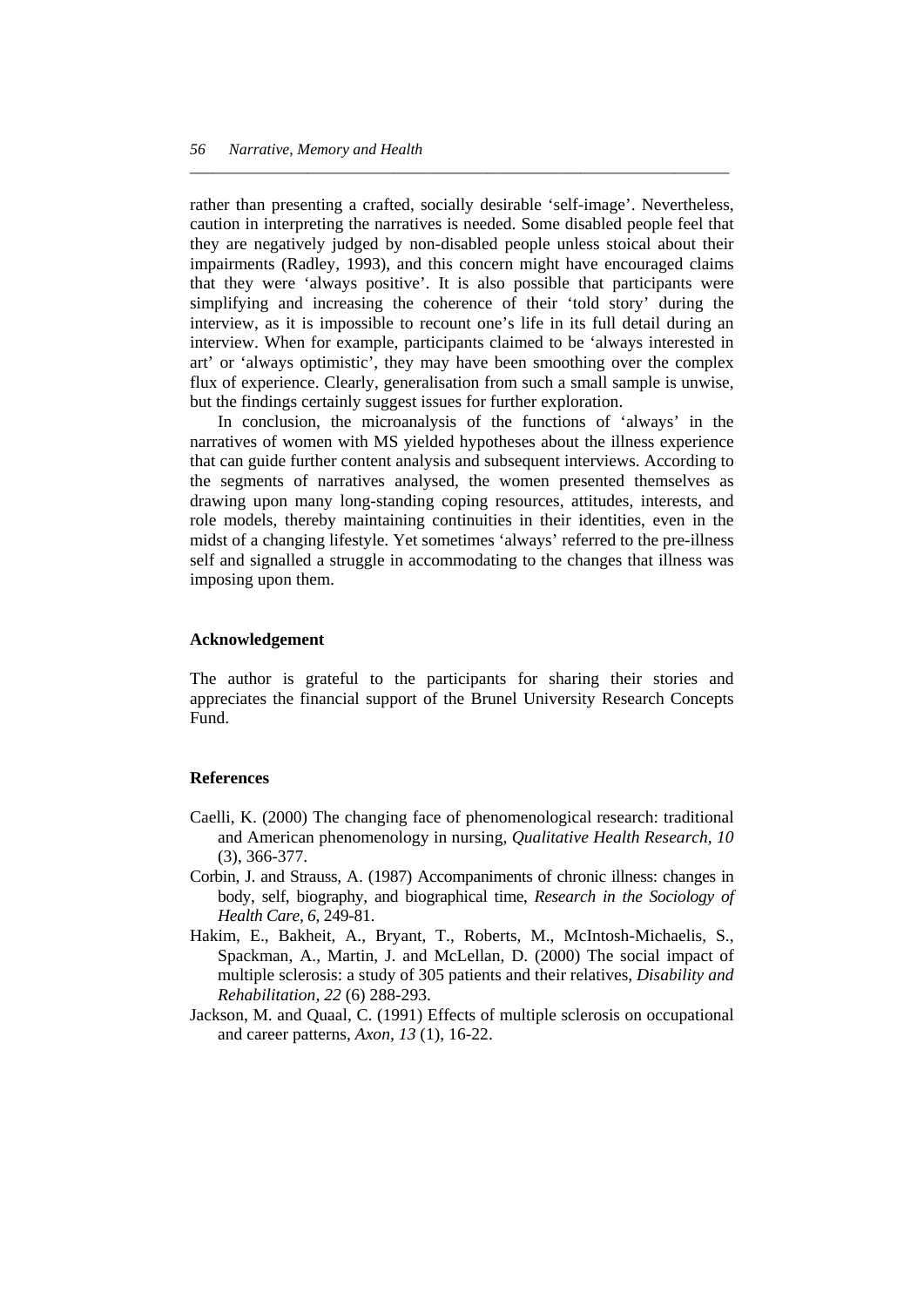rather than presenting a crafted, socially desirable 'self-image'. Nevertheless, caution in interpreting the narratives is needed. Some disabled people feel that they are negatively judged by non-disabled people unless stoical about their impairments (Radley, 1993), and this concern might have encouraged claims that they were 'always positive'. It is also possible that participants were simplifying and increasing the coherence of their 'told story' during the interview, as it is impossible to recount one's life in its full detail during an interview. When for example, participants claimed to be 'always interested in art' or 'always optimistic', they may have been smoothing over the complex flux of experience. Clearly, generalisation from such a small sample is unwise, but the findings certainly suggest issues for further exploration.

In conclusion, the microanalysis of the functions of 'always' in the narratives of women with MS yielded hypotheses about the illness experience that can guide further content analysis and subsequent interviews. According to the segments of narratives analysed, the women presented themselves as drawing upon many long-standing coping resources, attitudes, interests, and role models, thereby maintaining continuities in their identities, even in the midst of a changing lifestyle. Yet sometimes 'always' referred to the pre-illness self and signalled a struggle in accommodating to the changes that illness was imposing upon them.

### Acknowledgement

The author is grateful to the participants for sharing their stories and appreciates the financial support of the Brunel University Research Concepts Fund.

### References

Caelli, K. (2000) The changing face of phenomenological research: traditional and American phenomenology in nursing, *Qualitative Health Research, 10* (3), 366-377.

Corbin, J. and Strauss, A. (1987) Accompaniments of chronic illness: changes in body, self, biography, and biographical time, *Research in the Sociology of Health Care, 6*, 249-81.

Hakim, E., Bakheit, A., Bryant, T., Roberts, M., McIntosh-Michaelis, S., Spackman, A., Martin, J. and McLellan, D. (2000) The social impact of multiple sclerosis: a study of 305 patients and their relatives, *Disability and Rehabilitation, 22* (6) 288-293.

Jackson, M. and Quaal, C. (1991) Effects of multiple sclerosis on occupational and career patterns, *Axon, 13* (1), 16-22.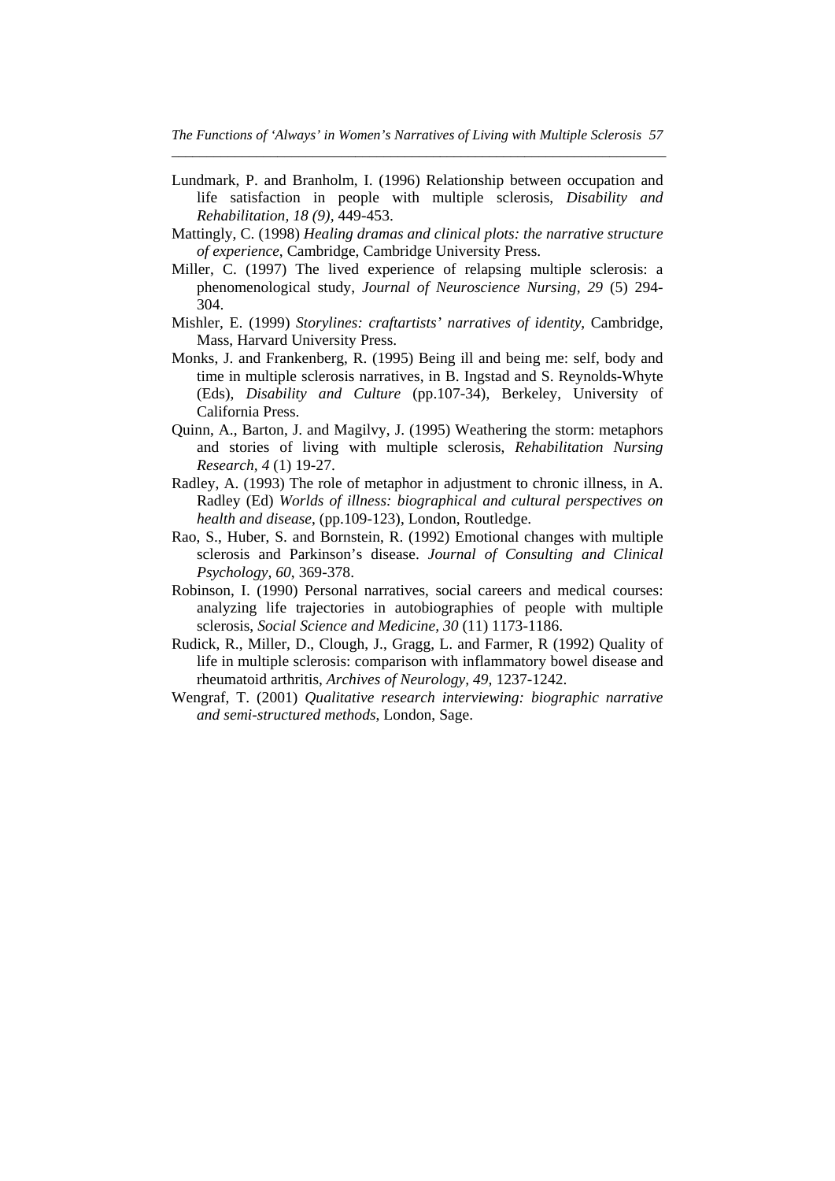Lundmark, P. and Branholm, I. (1996) Relationship between occupation and life satisfaction in people with multiple sclerosis, *Disability and Rehabilitation, 18 (9)*, 449-453.

Mattingly, C. (1998) *Healing dramas and clinical plots: the narrative structure of experience*, Cambridge, Cambridge University Press.

Miller, C. (1997) The lived experience of relapsing multiple sclerosis: a phenomenological study, *Journal of Neuroscience Nursing, 29* (5) 294-304.

Mishler, E. (1999) *Storylines: craftartists' narratives of identity*, Cambridge, Mass, Harvard University Press.

Monks, J. and Frankenberg, R. (1995) Being ill and being me: self, body and time in multiple sclerosis narratives, in B. Ingstad and S. Reynolds-Whyte (Eds), *Disability and Culture* (pp.107-34), Berkeley, University of California Press.

Quinn, A., Barton, J. and Magilvy, J. (1995) Weathering the storm: metaphors and stories of living with multiple sclerosis, *Rehabilitation Nursing Research, 4* (1) 19-27.

Radley, A. (1993) The role of metaphor in adjustment to chronic illness, in A. Radley (Ed) *Worlds of illness: biographical and cultural perspectives on health and disease*, (pp.109-123), London, Routledge.

Rao, S., Huber, S. and Bornstein, R. (1992) Emotional changes with multiple sclerosis and Parkinson's disease. *Journal of Consulting and Clinical Psychology, 60*, 369-378.

Robinson, I. (1990) Personal narratives, social careers and medical courses: analyzing life trajectories in autobiographies of people with multiple sclerosis, *Social Science and Medicine, 30* (11) 1173-1186.

Rudick, R., Miller, D., Clough, J., Gragg, L. and Farmer, R (1992) Quality of life in multiple sclerosis: comparison with inflammatory bowel disease and rheumatoid arthritis, *Archives of Neurology, 49*, 1237-1242.

Wengraf, T. (2001) *Qualitative research interviewing: biographic narrative and semi-structured methods*, London, Sage.